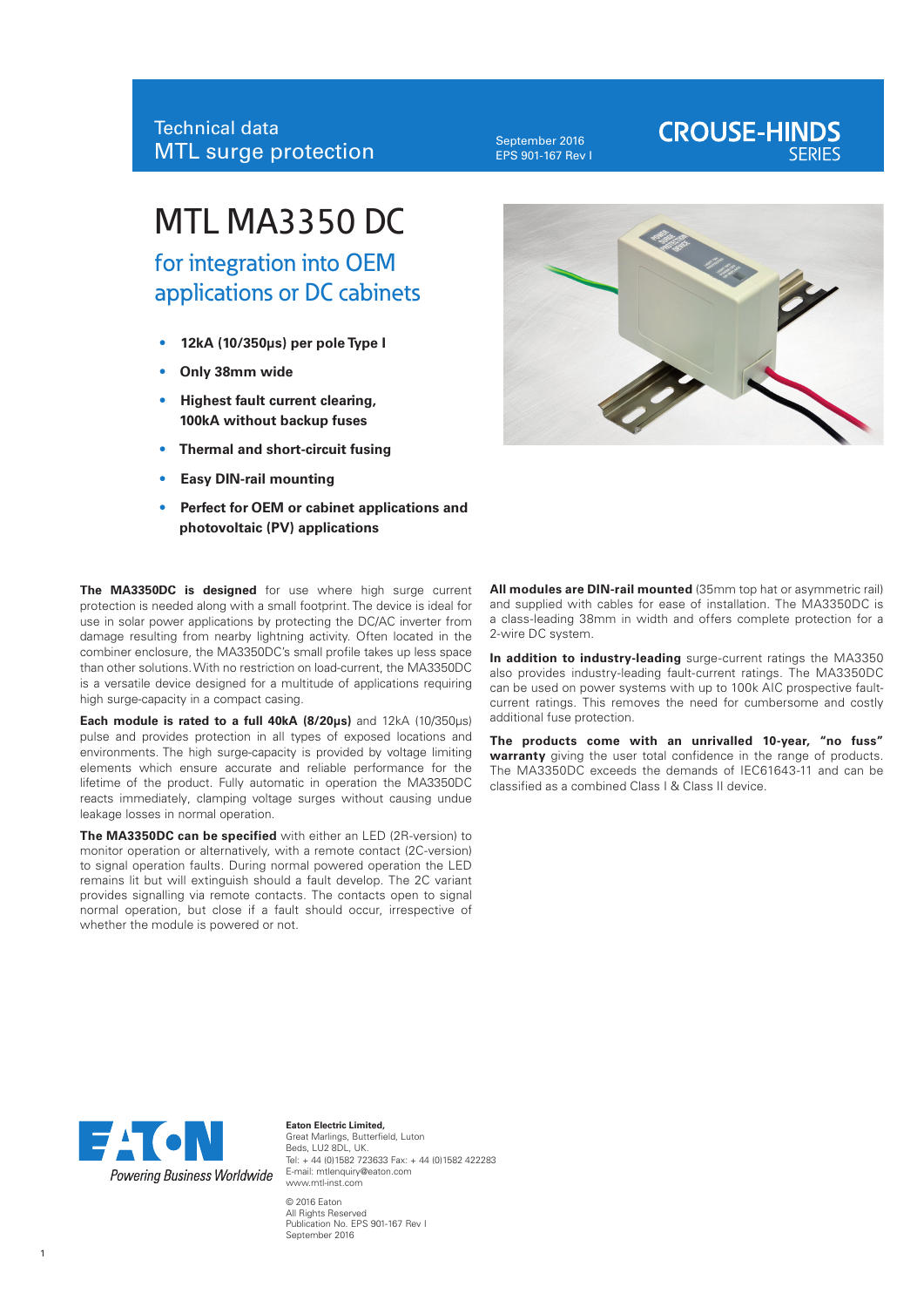Technical data
MTL surge protection

September 2016
EPS 901-167 Rev I

CROUSE-HINDS SERIES

# MTL MA3350 DC

## for integration into OEM applications or DC cabinets

- **12kA (10/350μs) per pole Type I**
- **Only 38mm wide**
- **Highest fault current clearing, 100kA without backup fuses**
- **Thermal and short-circuit fusing**
- **Easy DIN-rail mounting**
- **Perfect for OEM or cabinet applications and photovoltaic (PV) applications**

**The MA3350DC is designed** for use where high surge current protection is needed along with a small footprint. The device is ideal for use in solar power applications by protecting the DC/AC inverter from damage resulting from nearby lightning activity. Often located in the combiner enclosure, the MA3350DC's small profile takes up less space than other solutions. With no restriction on load-current, the MA3350DC is a versatile device designed for a multitude of applications requiring high surge-capacity in a compact casing.

**Each module is rated to a full 40kA (8/20μs)** and 12kA (10/350μs) pulse and provides protection in all types of exposed locations and environments. The high surge-capacity is provided by voltage limiting elements which ensure accurate and reliable performance for the lifetime of the product. Fully automatic in operation the MA3350DC reacts immediately, clamping voltage surges without causing undue leakage losses in normal operation.

**The MA3350DC can be specified** with either an LED (2R-version) to monitor operation or alternatively, with a remote contact (2C-version) to signal operation faults. During normal powered operation the LED remains lit but will extinguish should a fault develop. The 2C variant provides signalling via remote contacts. The contacts open to signal normal operation, but close if a fault should occur, irrespective of whether the module is powered or not.

**All modules are DIN-rail mounted** (35mm top hat or asymmetric rail) and supplied with cables for ease of installation. The MA3350DC is a class-leading 38mm in width and offers complete protection for a 2-wire DC system.

**In addition to industry-leading** surge-current ratings the MA3350 also provides industry-leading fault-current ratings. The MA3350DC can be used on power systems with up to 100k AIC prospective fault-current ratings. This removes the need for cumbersome and costly additional fuse protection.

**The products come with an unrivalled 10-year, "no fuss" warranty** giving the user total confidence in the range of products. The MA3350DC exceeds the demands of IEC61643-11 and can be classified as a combined Class I & Class II device.

EATON
Powering Business Worldwide

**Eaton Electric Limited,**
Great Marlings, Butterfield, Luton
Beds, LU2 8DL, UK.
Tel: + 44 (0)1582 723633 Fax: + 44 (0)1582 422283
E-mail: mtlenquiry@eaton.com
www.mtl-inst.com

© 2016 Eaton
All Rights Reserved
Publication No. EPS 901-167 Rev I
September 2016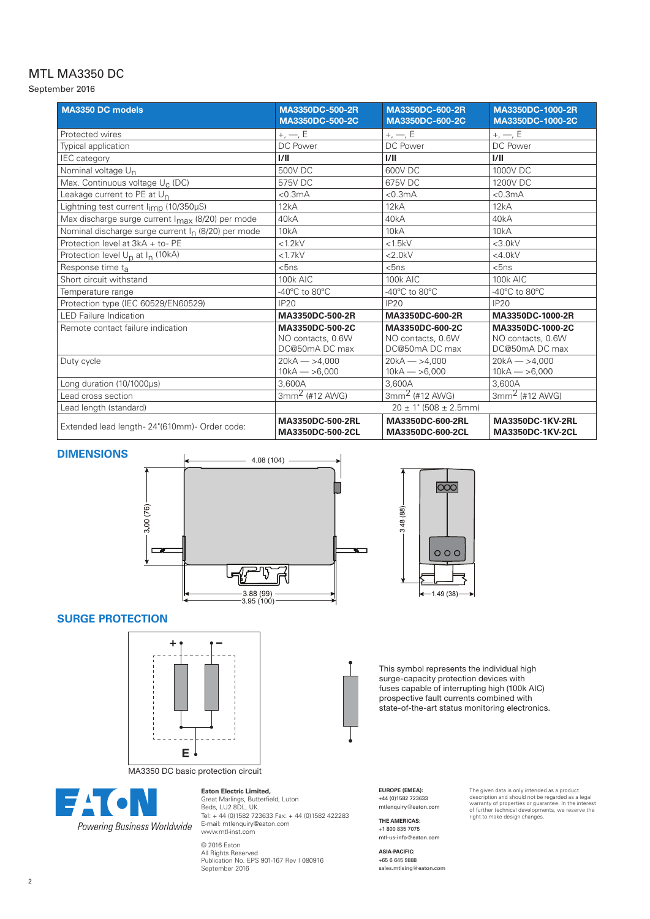# MTL MA3350 DC

September 2016

| MA3350 DC models | MA3350DC-500-2R MA3350DC-500-2C | MA3350DC-600-2R MA3350DC-600-2C | MA3350DC-1000-2R MA3350DC-1000-2C |
|---|---|---|---|
| Protected wires | +, —, E | +, —, E | +, —, E |
| Typical application | DC Power | DC Power | DC Power |
| IEC category | **I/II** | **I/II** | **I/II** |
| Nominal voltage $U_n$ | 500V DC | 600V DC | 1000V DC |
| Max. Continuous voltage $U_c$ (DC) | 575V DC | 675V DC | 1200V DC |
| Leakage current to PE at $U_n$ | <0.3mA | <0.3mA | <0.3mA |
| Lightning test current $I_{imp}$ (10/350µS) | 12kA | 12kA | 12kA |
| Max discharge surge current $I_{max}$ (8/20) per mode | 40kA | 40kA | 40kA |
| Nominal discharge surge current $I_n$ (8/20) per mode | 10kA | 10kA | 10kA |
| Protection level at 3kA + to- PE | <1.2kV | <1.5kV | <3.0kV |
| Protection level $U_p$ at $I_n$ (10kA) | <1.7kV | <2.0kV | <4.0kV |
| Response time $t_a$ | <5ns | <5ns | <5ns |
| Short circuit withstand | 100k AIC | 100k AIC | 100k AIC |
| Temperature range | -40ºC to 80ºC | -40ºC to 80ºC | -40ºC to 80ºC |
| Protection type (IEC 60529/EN60529) | IP20 | IP20 | IP20 |
| LED Failure Indication | **MA3350DC-500-2R** | **MA3350DC-600-2R** | **MA3350DC-1000-2R** |
| Remote contact failure indication | **MA3350DC-500-2C** NO contacts, 0.6W DC@50mA DC max | **MA3350DC-600-2C** NO contacts, 0.6W DC@50mA DC max | **MA3350DC-1000-2C** NO contacts, 0.6W DC@50mA DC max |
| Duty cycle | 20kA — >4,000 10kA — >6,000 | 20kA — >4,000 10kA — >6,000 | 20kA — >4,000 10kA — >6,000 |
| Long duration (10/1000µs) | 3,600A | 3,600A | 3,600A |
| Lead cross section | 3mm$^2$ (#12 AWG) | 3mm$^2$ (#12 AWG) | 3mm$^2$ (#12 AWG) |
| Lead length (standard) | 20 ± 1" (508 ± 2.5mm) | | |
| Extended lead length- 24"(610mm)- Order code: | **MA3350DC-500-2RL MA3350DC-500-2CL** | **MA3350DC-600-2RL MA3350DC-600-2CL** | **MA3350DC-1KV-2RL MA3350DC-1KV-2CL** |

## DIMENSIONS

4.08 (104)

3.00 (76)

3.88 (99)

3.95 (100)

3.48 (88)

1.49 (38)

## SURGE PROTECTION

+
–
E

MA3350 DC basic protection circuit

This symbol represents the individual high surge-capacity protection devices with fuses capable of interrupting high (100k AIC) prospective fault currents combined with state-of-the-art status monitoring electronics.

EATON *Powering Business Worldwide*

**Eaton Electric Limited,**
Great Marlings, Butterfield, Luton
Beds, LU2 8DL, UK.
Tel: + 44 (0)1582 723633 Fax: + 44 (0)1582 422283
E-mail: mtlenquiry@eaton.com
www.mtl-inst.com

© 2016 Eaton
All Rights Reserved
Publication No. EPS 901-167 Rev I 080916
September 2016

**EUROPE (EMEA):**
+44 (0)1582 723633
mtlenquiry@eaton.com

**THE AMERICAS:**
+1 800 835 7075
mtl-us-info@eaton.com

**ASIA-PACIFIC:**
+65 6 645 9888
sales.mtlsing@eaton.com

The given data is only intended as a product description and should not be regarded as a legal warranty of properties or guarantee. In the interest of further technical developments, we reserve the right to make design changes.